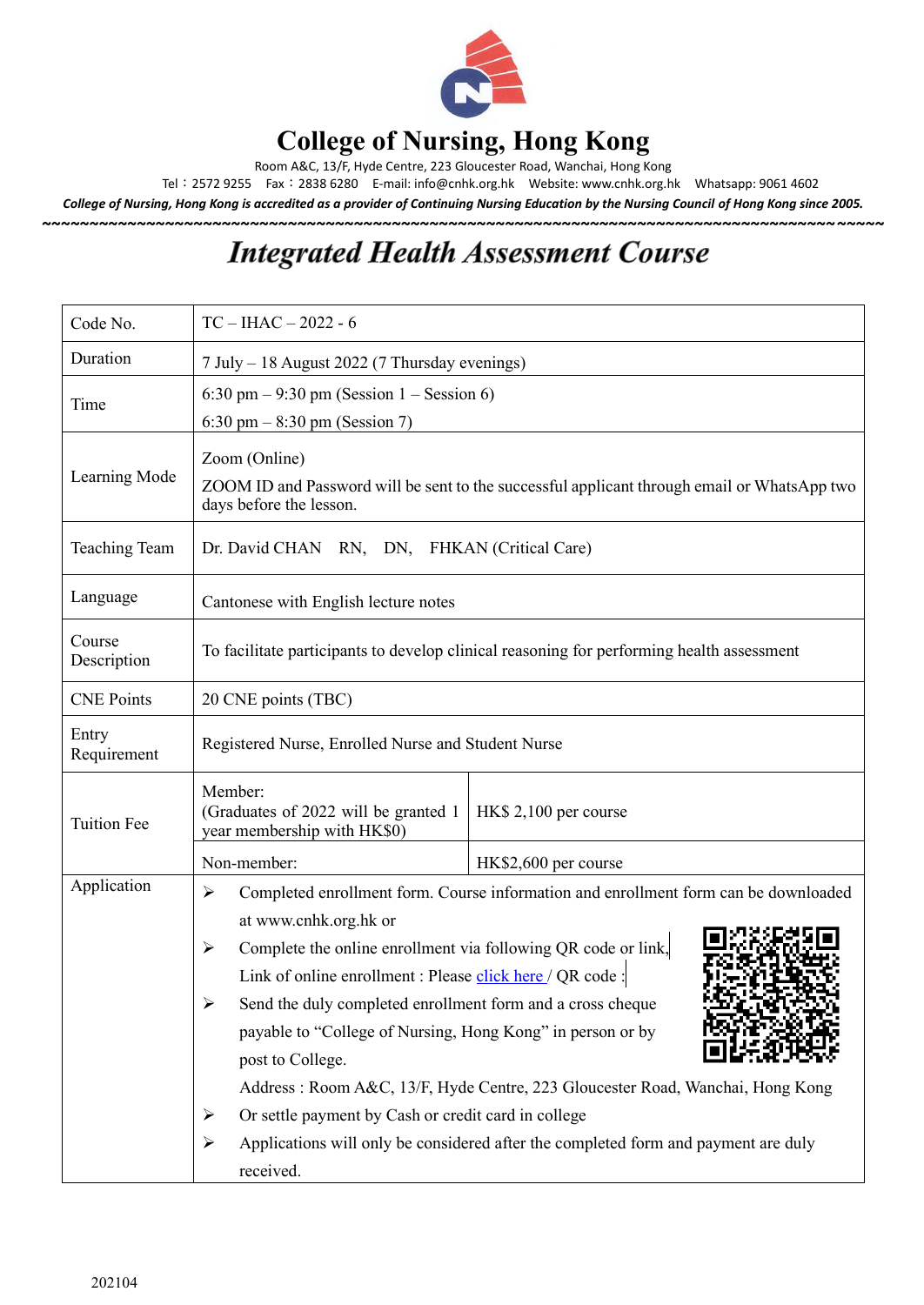# College of Nursing, Hong Kong

Room A&C, 13/F, Hyde Centre, 223 Gloucester Road, Wanchai, Hong Kong

Tel：2572 9255　Fax：2838 6280　E-mail: info@cnhk.org.hk　Website: www.cnhk.org.hk　Whatsapp: 9061 4602

***College of Nursing, Hong Kong is accredited as a provider of Continuing Nursing Education by the Nursing Council of Hong Kong since 2005.***

## *Integrated Health Assessment Course*

| | | |
|---|---|---|
| Code No. | TC – IHAC – 2022 - 6 | |
| Duration | 7 July – 18 August 2022 (7 Thursday evenings) | |
| Time | 6:30 pm – 9:30 pm (Session 1 – Session 6)<br>6:30 pm – 8:30 pm (Session 7) | |
| Learning Mode | Zoom (Online)<br>ZOOM ID and Password will be sent to the successful applicant through email or WhatsApp two days before the lesson. | |
| Teaching Team | Dr. David CHAN RN, DN, FHKAN (Critical Care) | |
| Language | Cantonese with English lecture notes | |
| Course Description | To facilitate participants to develop clinical reasoning for performing health assessment | |
| CNE Points | 20 CNE points (TBC) | |
| Entry Requirement | Registered Nurse, Enrolled Nurse and Student Nurse | |
| Tuition Fee | Member:<br>(Graduates of 2022 will be granted 1 year membership with HK$0) | HK$ 2,100 per course |
| | Non-member: | HK$2,600 per course |
| Application | ➢ Completed enrollment form. Course information and enrollment form can be downloaded at www.cnhk.org.hk or<br>➢ Complete the online enrollment via following QR code or link.<br>Link of online enrollment : Please click here / QR code :<br>➢ Send the duly completed enrollment form and a cross cheque payable to "College of Nursing, Hong Kong" in person or by post to College.<br>Address : Room A&C, 13/F, Hyde Centre, 223 Gloucester Road, Wanchai, Hong Kong<br>➢ Or settle payment by Cash or credit card in college<br>➢ Applications will only be considered after the completed form and payment are duly received. | |

202104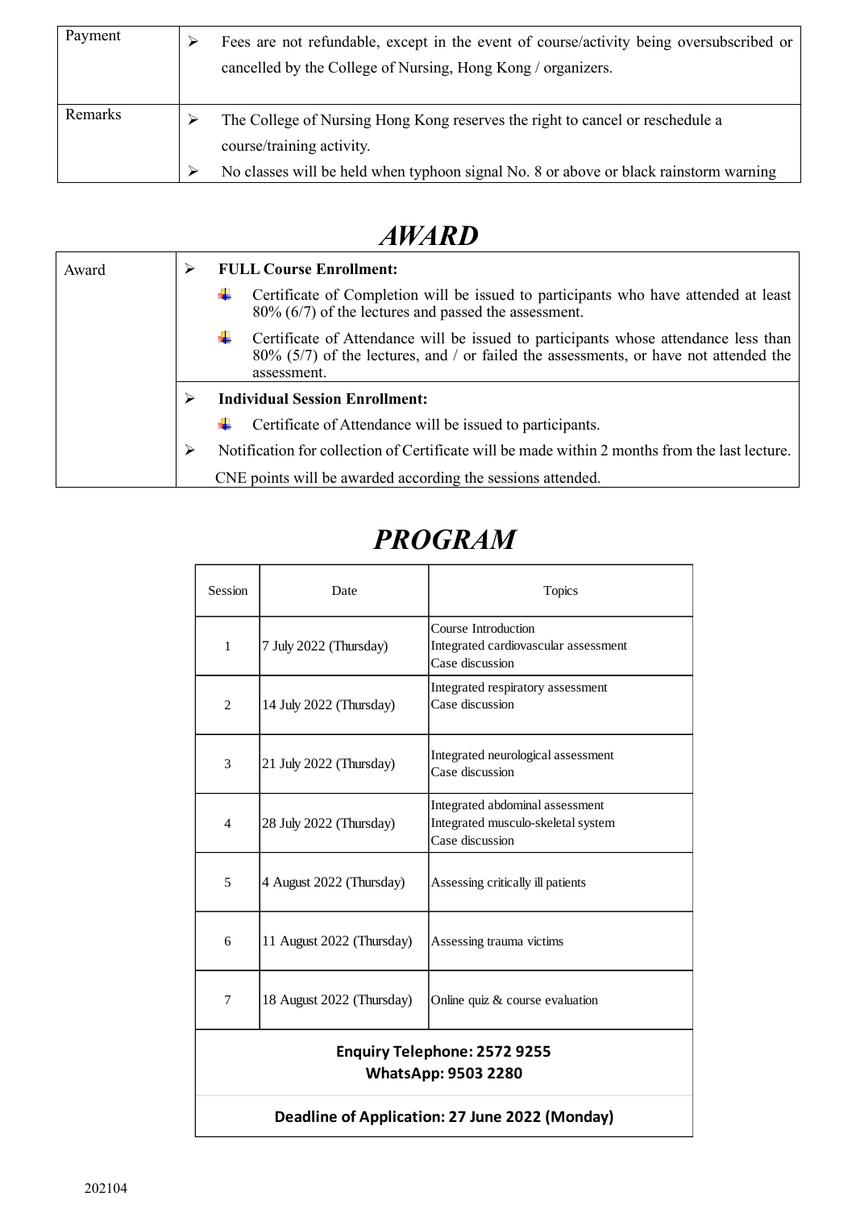| | |
|---|---|
| Payment | ➢ Fees are not refundable, except in the event of course/activity being oversubscribed or cancelled by the College of Nursing, Hong Kong / organizers. |
| Remarks | ➢ The College of Nursing Hong Kong reserves the right to cancel or reschedule a course/training activity.<br>➢ No classes will be held when typhoon signal No. 8 or above or black rainstorm warning |

# *AWARD*

| | |
|---|---|
| Award | ➢ **FULL Course Enrollment:**<br>• Certificate of Completion will be issued to participants who have attended at least 80% (6/7) of the lectures and passed the assessment.<br>• Certificate of Attendance will be issued to participants whose attendance less than 80% (5/7) of the lectures, and / or failed the assessments, or have not attended the assessment. |
| | ➢ **Individual Session Enrollment:**<br>• Certificate of Attendance will be issued to participants.<br>➢ Notification for collection of Certificate will be made within 2 months from the last lecture.<br>CNE points will be awarded according the sessions attended. |

# *PROGRAM*

| Session | Date | Topics |
|---|---|---|
| 1 | 7 July 2022 (Thursday) | Course Introduction<br>Integrated cardiovascular assessment<br>Case discussion |
| 2 | 14 July 2022 (Thursday) | Integrated respiratory assessment<br>Case discussion |
| 3 | 21 July 2022 (Thursday) | Integrated neurological assessment<br>Case discussion |
| 4 | 28 July 2022 (Thursday) | Integrated abdominal assessment<br>Integrated musculo-skeletal system<br>Case discussion |
| 5 | 4 August 2022 (Thursday) | Assessing critically ill patients |
| 6 | 11 August 2022 (Thursday) | Assessing trauma victims |
| 7 | 18 August 2022 (Thursday) | Online quiz & course evaluation |

**Enquiry Telephone: 2572 9255**
**WhatsApp: 9503 2280**

**Deadline of Application: 27 June 2022 (Monday)**

202104